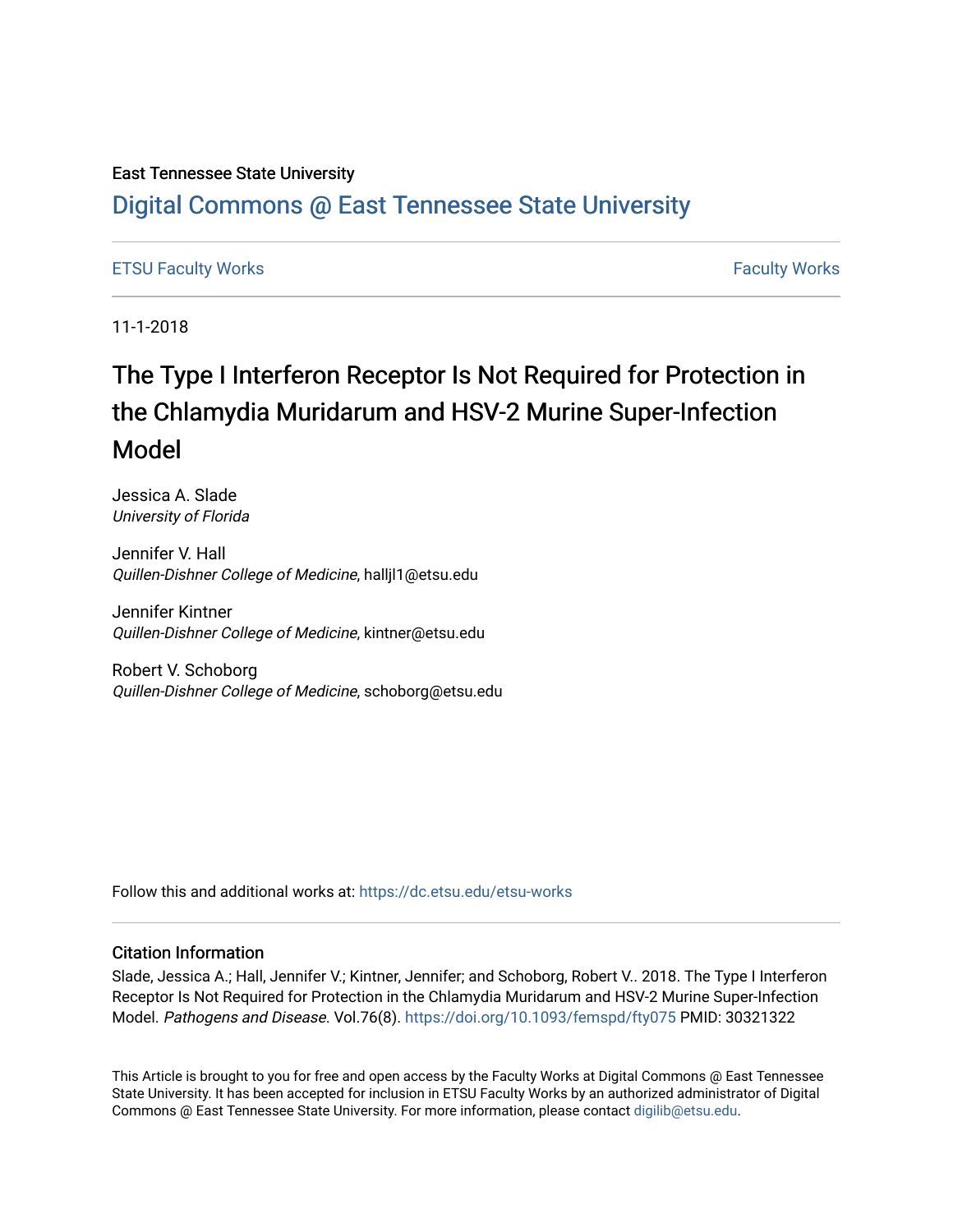East Tennessee State University

# Digital Commons @ East Tennessee State University

ETSU Faculty Works | Faculty Works

11-1-2018

# The Type I Interferon Receptor Is Not Required for Protection in the Chlamydia Muridarum and HSV-2 Murine Super-Infection Model

Jessica A. Slade
*University of Florida*

Jennifer V. Hall
*Quillen-Dishner College of Medicine*, halljl1@etsu.edu

Jennifer Kintner
*Quillen-Dishner College of Medicine*, kintner@etsu.edu

Robert V. Schoborg
*Quillen-Dishner College of Medicine*, schoborg@etsu.edu

Follow this and additional works at: https://dc.etsu.edu/etsu-works

## Citation Information

Slade, Jessica A.; Hall, Jennifer V.; Kintner, Jennifer; and Schoborg, Robert V.. 2018. The Type I Interferon Receptor Is Not Required for Protection in the Chlamydia Muridarum and HSV-2 Murine Super-Infection Model. *Pathogens and Disease*. Vol.76(8). https://doi.org/10.1093/femspd/fty075 PMID: 30321322

This Article is brought to you for free and open access by the Faculty Works at Digital Commons @ East Tennessee State University. It has been accepted for inclusion in ETSU Faculty Works by an authorized administrator of Digital Commons @ East Tennessee State University. For more information, please contact digilib@etsu.edu.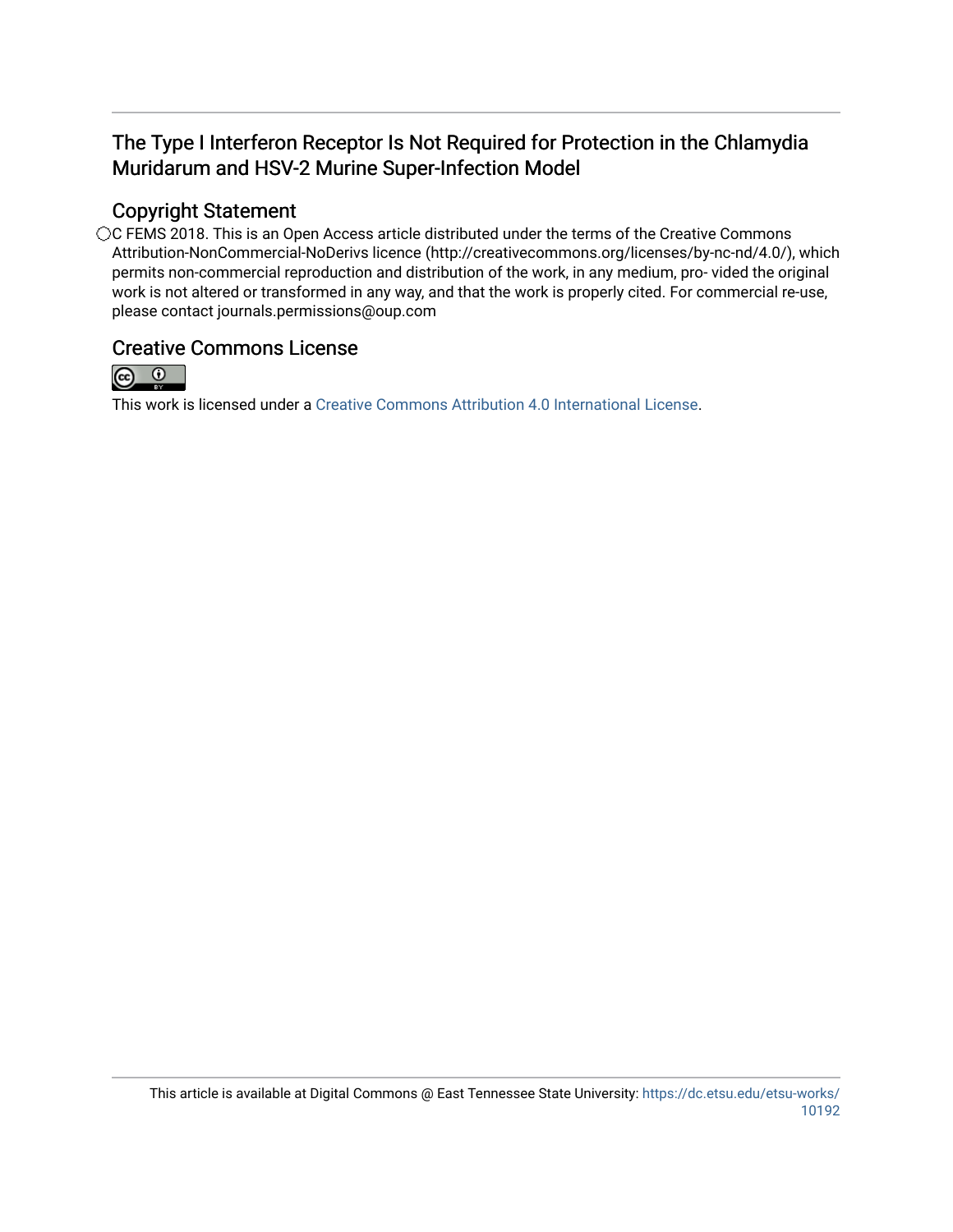## The Type I Interferon Receptor Is Not Required for Protection in the Chlamydia Muridarum and HSV-2 Murine Super-Infection Model

## Copyright Statement

◯C FEMS 2018. This is an Open Access article distributed under the terms of the Creative Commons Attribution-NonCommercial-NoDerivs licence (http://creativecommons.org/licenses/by-nc-nd/4.0/), which permits non-commercial reproduction and distribution of the work, in any medium, pro- vided the original work is not altered or transformed in any way, and that the work is properly cited. For commercial re-use, please contact journals.permissions@oup.com

## Creative Commons License

This work is licensed under a Creative Commons Attribution 4.0 International License.

This article is available at Digital Commons @ East Tennessee State University: https://dc.etsu.edu/etsu-works/10192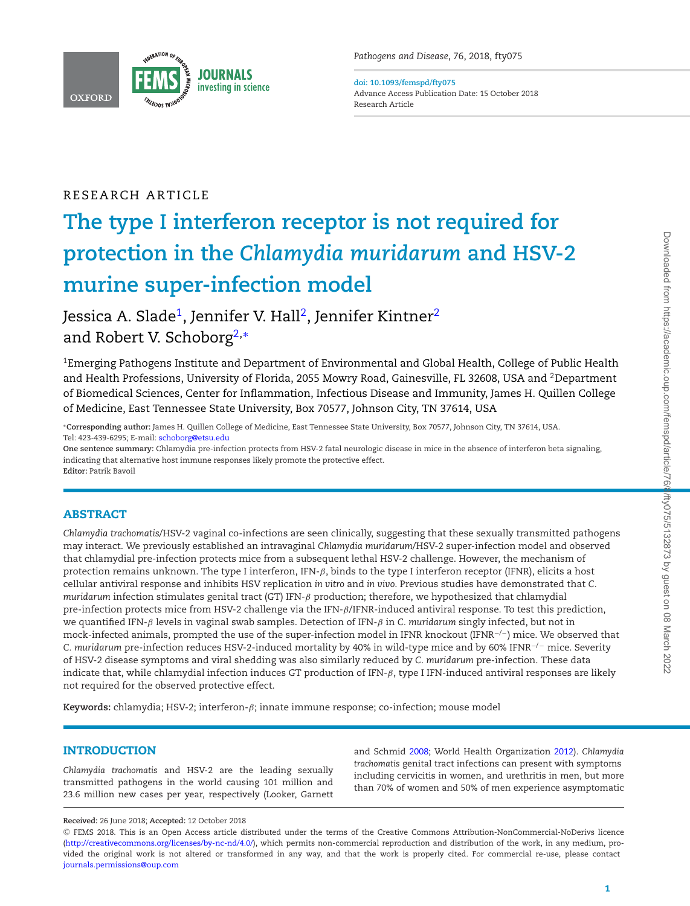RESEARCH ARTICLE

# The type I interferon receptor is not required for protection in the *Chlamydia muridarum* and HSV-2 murine super-infection model

Jessica A. Slade[1], Jennifer V. Hall[2], Jennifer Kintner[2] and Robert V. Schoborg[2,*]

[1]Emerging Pathogens Institute and Department of Environmental and Global Health, College of Public Health and Health Professions, University of Florida, 2055 Mowry Road, Gainesville, FL 32608, USA and [2]Department of Biomedical Sciences, Center for Inflammation, Infectious Disease and Immunity, James H. Quillen College of Medicine, East Tennessee State University, Box 70577, Johnson City, TN 37614, USA

*Corresponding author: James H. Quillen College of Medicine, East Tennessee State University, Box 70577, Johnson City, TN 37614, USA. Tel: 423-439-6295; E-mail: schoborg@etsu.edu

**One sentence summary:** Chlamydia pre-infection protects from HSV-2 fatal neurologic disease in mice in the absence of interferon beta signaling, indicating that alternative host immune responses likely promote the protective effect.

**Editor:** Patrik Bavoil

## ABSTRACT

*Chlamydia trachomatis*/HSV-2 vaginal co-infections are seen clinically, suggesting that these sexually transmitted pathogens may interact. We previously established an intravaginal *Chlamydia muridarum*/HSV-2 super-infection model and observed that chlamydial pre-infection protects mice from a subsequent lethal HSV-2 challenge. However, the mechanism of protection remains unknown. The type I interferon, IFN-$\beta$, binds to the type I interferon receptor (IFNR), elicits a host cellular antiviral response and inhibits HSV replication *in vitro* and *in vivo*. Previous studies have demonstrated that *C. muridarum* infection stimulates genital tract (GT) IFN-$\beta$ production; therefore, we hypothesized that chlamydial pre-infection protects mice from HSV-2 challenge via the IFN-$\beta$/IFNR-induced antiviral response. To test this prediction, we quantified IFN-$\beta$ levels in vaginal swab samples. Detection of IFN-$\beta$ in *C. muridarum* singly infected, but not in mock-infected animals, prompted the use of the super-infection model in IFNR knockout (IFNR$^{-/-}$) mice. We observed that *C. muridarum* pre-infection reduces HSV-2-induced mortality by 40% in wild-type mice and by 60% IFNR$^{-/-}$ mice. Severity of HSV-2 disease symptoms and viral shedding was also similarly reduced by *C. muridarum* pre-infection. These data indicate that, while chlamydial infection induces GT production of IFN-$\beta$, type I IFN-induced antiviral responses are likely not required for the observed protective effect.

**Keywords:** chlamydia; HSV-2; interferon-$\beta$; innate immune response; co-infection; mouse model

## INTRODUCTION

*Chlamydia trachomatis* and HSV-2 are the leading sexually transmitted pathogens in the world causing 101 million and 23.6 million new cases per year, respectively (Looker, Garnett and Schmid 2008; World Health Organization 2012). *Chlamydia trachomatis* genital tract infections can present with symptoms including cervicitis in women, and urethritis in men, but more than 70% of women and 50% of men experience asymptomatic

**Received:** 26 June 2018; **Accepted:** 12 October 2018

© FEMS 2018. This is an Open Access article distributed under the terms of the Creative Commons Attribution-NonCommercial-NoDerivs licence (http://creativecommons.org/licenses/by-nc-nd/4.0/), which permits non-commercial reproduction and distribution of the work, in any medium, provided the original work is not altered or transformed in any way, and that the work is properly cited. For commercial re-use, please contact journals.permissions@oup.com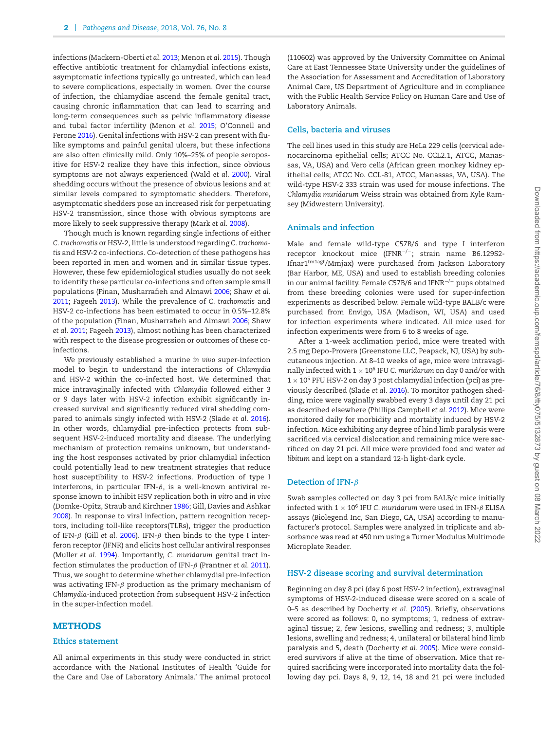infections (Mackern-Oberti *et al.* 2013; Menon *et al.* 2015). Though effective antibiotic treatment for chlamydial infections exists, asymptomatic infections typically go untreated, which can lead to severe complications, especially in women. Over the course of infection, the chlamydiae ascend the female genital tract, causing chronic inflammation that can lead to scarring and long-term consequences such as pelvic inflammatory disease and tubal factor infertility (Menon *et al.* 2015; O'Connell and Ferone 2016). Genital infections with HSV-2 can present with flu-like symptoms and painful genital ulcers, but these infections are also often clinically mild. Only 10%–25% of people seropositive for HSV-2 realize they have this infection, since obvious symptoms are not always experienced (Wald *et al.* 2000). Viral shedding occurs without the presence of obvious lesions and at similar levels compared to symptomatic shedders. Therefore, asymptomatic shedders pose an increased risk for perpetuating HSV-2 transmission, since those with obvious symptoms are more likely to seek suppressive therapy (Mark *et al.* 2008).

Though much is known regarding single infections of either *C. trachomatis* or HSV-2, little is understood regarding *C. trachomatis* and HSV-2 co-infections. Co-detection of these pathogens has been reported in men and women and in similar tissue types. However, these few epidemiological studies usually do not seek to identify these particular co-infections and often sample small populations (Finan, Musharrafieh and Almawi 2006; Shaw *et al.* 2011; Fageeh 2013). While the prevalence of *C. trachomatis* and HSV-2 co-infections has been estimated to occur in 0.5%–12.8% of the population (Finan, Musharrafieh and Almawi 2006; Shaw *et al.* 2011; Fageeh 2013), almost nothing has been characterized with respect to the disease progression or outcomes of these co-infections.

We previously established a murine *in vivo* super-infection model to begin to understand the interactions of *Chlamydia* and HSV-2 within the co-infected host. We determined that mice intravaginally infected with *Chlamydia* followed either 3 or 9 days later with HSV-2 infection exhibit significantly increased survival and significantly reduced viral shedding compared to animals singly infected with HSV-2 (Slade *et al.* 2016). In other words, chlamydial pre-infection protects from subsequent HSV-2-induced mortality and disease. The underlying mechanism of protection remains unknown, but understanding the host responses activated by prior chlamydial infection could potentially lead to new treatment strategies that reduce host susceptibility to HSV-2 infections. Production of type I interferons, in particular IFN-$\beta$, is a well-known antiviral response known to inhibit HSV replication both *in vitro* and *in vivo* (Domke-Opitz, Straub and Kirchner 1986; Gill, Davies and Ashkar 2008). In response to viral infection, pattern recognition receptors, including toll-like receptors(TLRs), trigger the production of IFN-$\beta$ (Gill *et al.* 2006). IFN-$\beta$ then binds to the type I interferon receptor (IFNR) and elicits host cellular antiviral responses (Muller *et al.* 1994). Importantly, *C. muridarum* genital tract infection stimulates the production of IFN-$\beta$ (Prantner *et al.* 2011). Thus, we sought to determine whether chlamydial pre-infection was activating IFN-$\beta$ production as the primary mechanism of *Chlamydia*-induced protection from subsequent HSV-2 infection in the super-infection model.

## METHODS

### Ethics statement

All animal experiments in this study were conducted in strict accordance with the National Institutes of Health 'Guide for the Care and Use of Laboratory Animals.' The animal protocol (110602) was approved by the University Committee on Animal Care at East Tennessee State University under the guidelines of the Association for Assessment and Accreditation of Laboratory Animal Care, US Department of Agriculture and in compliance with the Public Health Service Policy on Human Care and Use of Laboratory Animals.

### Cells, bacteria and viruses

The cell lines used in this study are HeLa 229 cells (cervical adenocarcinoma epithelial cells; ATCC No. CCL2.1, ATCC, Manassas, VA, USA) and Vero cells (African green monkey kidney epithelial cells; ATCC No. CCL-81, ATCC, Manassas, VA, USA). The wild-type HSV-2 333 strain was used for mouse infections. The *Chlamydia muridarum* Weiss strain was obtained from Kyle Ramsey (Midwestern University).

### Animals and infection

Male and female wild-type C57B/6 and type I interferon receptor knockout mice (IFNR$^{-/-}$; strain name B6.129S2-Ifnar1$^{tm1agt}$/Mmjax) were purchased from Jackson Laboratory (Bar Harbor, ME, USA) and used to establish breeding colonies in our animal facility. Female C57B/6 and IFNR$^{-/-}$ pups obtained from these breeding colonies were used for super-infection experiments as described below. Female wild-type BALB/c were purchased from Envigo, USA (Madison, WI, USA) and used for infection experiments where indicated. All mice used for infection experiments were from 6 to 8 weeks of age.

After a 1-week acclimation period, mice were treated with 2.5 mg Depo-Provera (Greenstone LLC, Peapack, NJ, USA) by subcutaneous injection. At 8–10 weeks of age, mice were intravaginally infected with $1 \times 10^6$ IFU *C. muridarum* on day 0 and/or with $1 \times 10^5$ PFU HSV-2 on day 3 post chlamydial infection (pci) as previously described (Slade *et al.* 2016). To monitor pathogen shedding, mice were vaginally swabbed every 3 days until day 21 pci as described elsewhere (Phillips Campbell *et al.* 2012). Mice were monitored daily for morbidity and mortality induced by HSV-2 infection. Mice exhibiting any degree of hind limb paralysis were sacrificed via cervical dislocation and remaining mice were sacrificed on day 21 pci. All mice were provided food and water *ad libitum* and kept on a standard 12-h light-dark cycle.

### Detection of IFN-$\beta$

Swab samples collected on day 3 pci from BALB/c mice initially infected with $1 \times 10^6$ IFU *C. muridarum* were used in IFN-$\beta$ ELISA assays (Biolegend Inc, San Diego, CA, USA) according to manufacturer's protocol. Samples were analyzed in triplicate and absorbance was read at 450 nm using a Turner Modulus Multimode Microplate Reader.

### HSV-2 disease scoring and survival determination

Beginning on day 8 pci (day 6 post HSV-2 infection), extravaginal symptoms of HSV-2-induced disease were scored on a scale of 0–5 as described by Docherty *et al.* (2005). Briefly, observations were scored as follows: 0, no symptoms; 1, redness of extravaginal tissue; 2, few lesions, swelling and redness; 3, multiple lesions, swelling and redness; 4, unilateral or bilateral hind limb paralysis and 5, death (Docherty *et al.* 2005). Mice were considered survivors if alive at the time of observation. Mice that required sacrificing were incorporated into mortality data the following day pci. Days 8, 9, 12, 14, 18 and 21 pci were included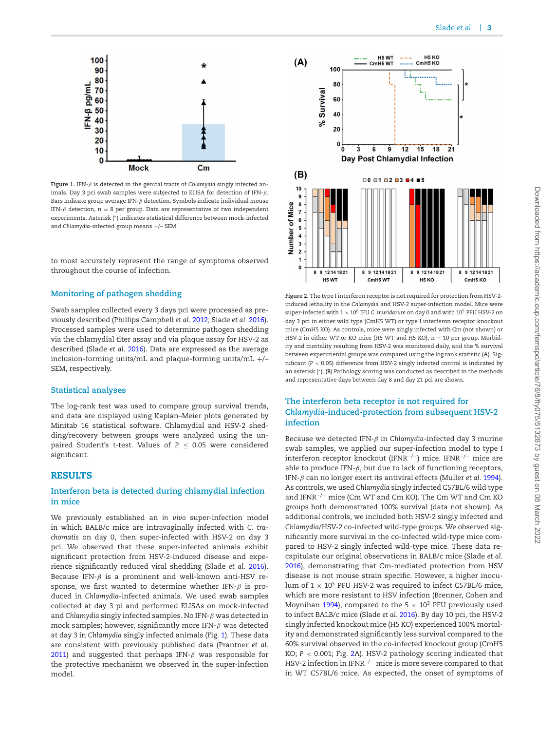Figure 1. IFN-$\beta$ is detected in the genital tracts of *Chlamydia* singly infected animals. Day 3 pci swab samples were subjected to ELISA for detection of IFN-$\beta$. Bars indicate group average IFN-$\beta$ detection. Symbols indicate individual mouse IFN-$\beta$ detection, n = 8 per group. Data are representative of two independent experiments. Asterisk (*) indicates statistical difference between mock-infected and *Chlamydia*-infected group means +/– SEM.

to most accurately represent the range of symptoms observed throughout the course of infection.

### Monitoring of pathogen shedding

Swab samples collected every 3 days pci were processed as previously described (Phillips Campbell *et al.* 2012; Slade *et al.* 2016). Processed samples were used to determine pathogen shedding via the chlamydial titer assay and via plaque assay for HSV-2 as described (Slade *et al.* 2016). Data are expressed as the average inclusion-forming units/mL and plaque-forming units/mL +/– SEM, respectively.

### Statistical analyses

The log-rank test was used to compare group survival trends, and data are displayed using Kaplan–Meier plots generated by Minitab 16 statistical software. Chlamydial and HSV-2 shedding/recovery between groups were analyzed using the unpaired Student's t-test. Values of $P \leq 0.05$ were considered significant.

## RESULTS

### Interferon beta is detected during chlamydial infection in mice

We previously established an *in vivo* super-infection model in which BALB/c mice are intravaginally infected with *C. trachomatis* on day 0, then super-infected with HSV-2 on day 3 pci. We observed that these super-infected animals exhibit significant protection from HSV-2-induced disease and experience significantly reduced viral shedding (Slade *et al.* 2016). Because IFN-$\beta$ is a prominent and well-known anti-HSV response, we first wanted to determine whether IFN-$\beta$ is produced in *Chlamydia*-infected animals. We used swab samples collected at day 3 pi and performed ELISAs on mock-infected and *Chlamydia* singly infected samples. No IFN-$\beta$ was detected in mock samples; however, significantly more IFN-$\beta$ was detected at day 3 in *Chlamydia* singly infected animals (Fig. 1). These data are consistent with previously published data (Prantner *et al.* 2011) and suggested that perhaps IFN-$\beta$ was responsible for the protective mechanism we observed in the super-infection model.

Figure 2. The type I interferon receptor is not required for protection from HSV-2-induced lethality in the *Chlamydia* and HSV-2 super-infection model. Mice were super-infected with $1 \times 10^6$ IFU *C. muridarum* on day 0 and with $10^5$ PFU HSV-2 on day 3 pci in either wild type (CmH5 WT) or type I interferon receptor knockout mice (CmH5 KO). As controls, mice were singly infected with Cm (not shown) or HSV-2 in either WT or KO mice (H5 WT and H5 KO); n = 10 per group. Morbidity and mortality resulting from HSV-2 was monitored daily, and the % survival between experimental groups was compared using the log rank statistic (**A**). Significant ($P < 0.05$) difference from HSV-2 singly infected control is indicated by an asterisk (*). (**B**) Pathology scoring was conducted as described in the methods and representative days between day 8 and day 21 pci are shown.

### The interferon beta receptor is not required for *Chlamydia*-induced-protection from subsequent HSV-2 infection

Because we detected IFN-$\beta$ in *Chlamydia*-infected day 3 murine swab samples, we applied our super-infection model to type I interferon receptor knockout (IFNR$^{-/-}$) mice. IFNR$^{-/-}$ mice are able to produce IFN-$\beta$, but due to lack of functioning receptors, IFN-$\beta$ can no longer exert its antiviral effects (Muller *et al.* 1994). As controls, we used *Chlamydia* singly infected C57BL/6 wild type and IFNR$^{-/-}$ mice (Cm WT and Cm KO). The Cm WT and Cm KO groups both demonstrated 100% survival (data not shown). As additional controls, we included both HSV-2 singly infected and *Chlamydia*/HSV-2 co-infected wild-type groups. We observed significantly more survival in the co-infected wild-type mice compared to HSV-2 singly infected wild-type mice. These data recapitulate our original observations in BALB/c mice (Slade *et al.* 2016), demonstrating that Cm-mediated protection from HSV disease is not mouse strain specific. However, a higher inoculum of $1 \times 10^5$ PFU HSV-2 was required to infect C57BL/6 mice, which are more resistant to HSV infection (Brenner, Cohen and Moynihan 1994), compared to the $5 \times 10^3$ PFU previously used to infect BALB/c mice (Slade *et al.* 2016). By day 10 pci, the HSV-2 singly infected knockout mice (H5 KO) experienced 100% mortality and demonstrated significantly less survival compared to the 60% survival observed in the co-infected knockout group (CmH5 KO; $P < 0.001$; Fig. 2A). HSV-2 pathology scoring indicated that HSV-2 infection in IFNR$^{-/-}$ mice is more severe compared to that in WT C57BL/6 mice. As expected, the onset of symptoms of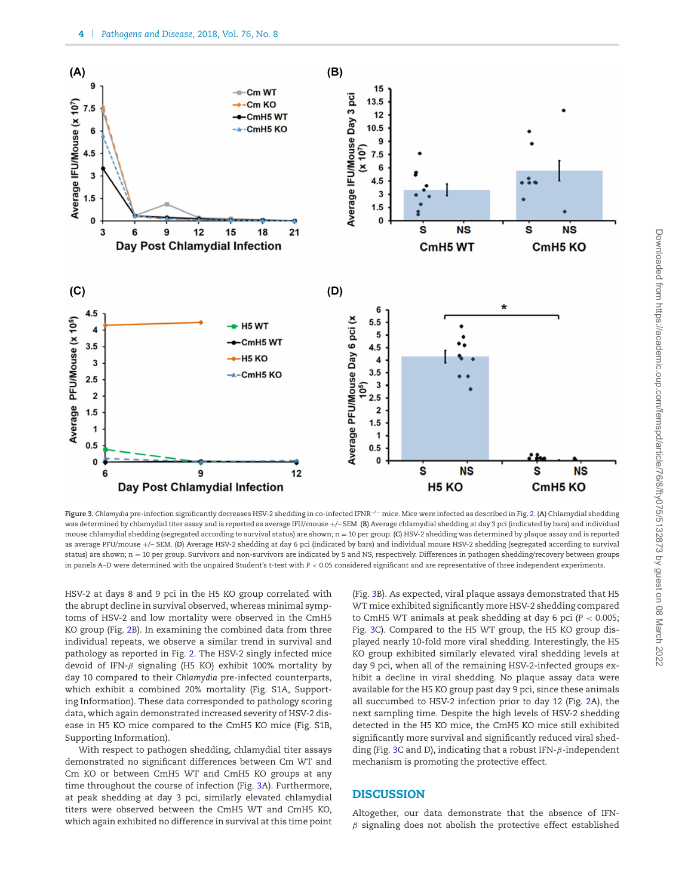**Figure 3.** *Chlamydia* pre-infection significantly decreases HSV-2 shedding in co-infected IFNR$^{-/-}$ mice. Mice were infected as described in Fig. 2. **(A)** Chlamydial shedding was determined by chlamydial titer assay and is reported as average IFU/mouse +/− SEM. **(B)** Average chlamydial shedding at day 3 pci (indicated by bars) and individual mouse chlamydial shedding (segregated according to survival status) are shown; n = 10 per group. **(C)** HSV-2 shedding was determined by plaque assay and is reported as average PFU/mouse +/− SEM. **(D)** Average HSV-2 shedding at day 6 pci (indicated by bars) and individual mouse HSV-2 shedding (segregated according to survival status) are shown; n = 10 per group. Survivors and non-survivors are indicated by S and NS, respectively. Differences in pathogen shedding/recovery between groups in panels A–D were determined with the unpaired Student's t-test with P < 0.05 considered significant and are representative of three independent experiments.

HSV-2 at days 8 and 9 pci in the H5 KO group correlated with the abrupt decline in survival observed, whereas minimal symptoms of HSV-2 and low mortality were observed in the CmH5 KO group (Fig. 2B). In examining the combined data from three individual repeats, we observe a similar trend in survival and pathology as reported in Fig. 2. The HSV-2 singly infected mice devoid of IFN-$\beta$ signaling (H5 KO) exhibit 100% mortality by day 10 compared to their *Chlamydia* pre-infected counterparts, which exhibit a combined 20% mortality (Fig. S1A, Supporting Information). These data corresponded to pathology scoring data, which again demonstrated increased severity of HSV-2 disease in H5 KO mice compared to the CmH5 KO mice (Fig. S1B, Supporting Information).

With respect to pathogen shedding, chlamydial titer assays demonstrated no significant differences between Cm WT and Cm KO or between CmH5 WT and CmH5 KO groups at any time throughout the course of infection (Fig. 3A). Furthermore, at peak shedding at day 3 pci, similarly elevated chlamydial titers were observed between the CmH5 WT and CmH5 KO, which again exhibited no difference in survival at this time point (Fig. 3B). As expected, viral plaque assays demonstrated that H5 WT mice exhibited significantly more HSV-2 shedding compared to CmH5 WT animals at peak shedding at day 6 pci ($P < 0.005$; Fig. 3C). Compared to the H5 WT group, the H5 KO group displayed nearly 10-fold more viral shedding. Interestingly, the H5 KO group exhibited similarly elevated viral shedding levels at day 9 pci, when all of the remaining HSV-2-infected groups exhibit a decline in viral shedding. No plaque assay data were available for the H5 KO group past day 9 pci, since these animals all succumbed to HSV-2 infection prior to day 12 (Fig. 2A), the next sampling time. Despite the high levels of HSV-2 shedding detected in the H5 KO mice, the CmH5 KO mice still exhibited significantly more survival and significantly reduced viral shedding (Fig. 3C and D), indicating that a robust IFN-$\beta$-independent mechanism is promoting the protective effect.

## DISCUSSION

Altogether, our data demonstrate that the absence of IFN-$\beta$ signaling does not abolish the protective effect established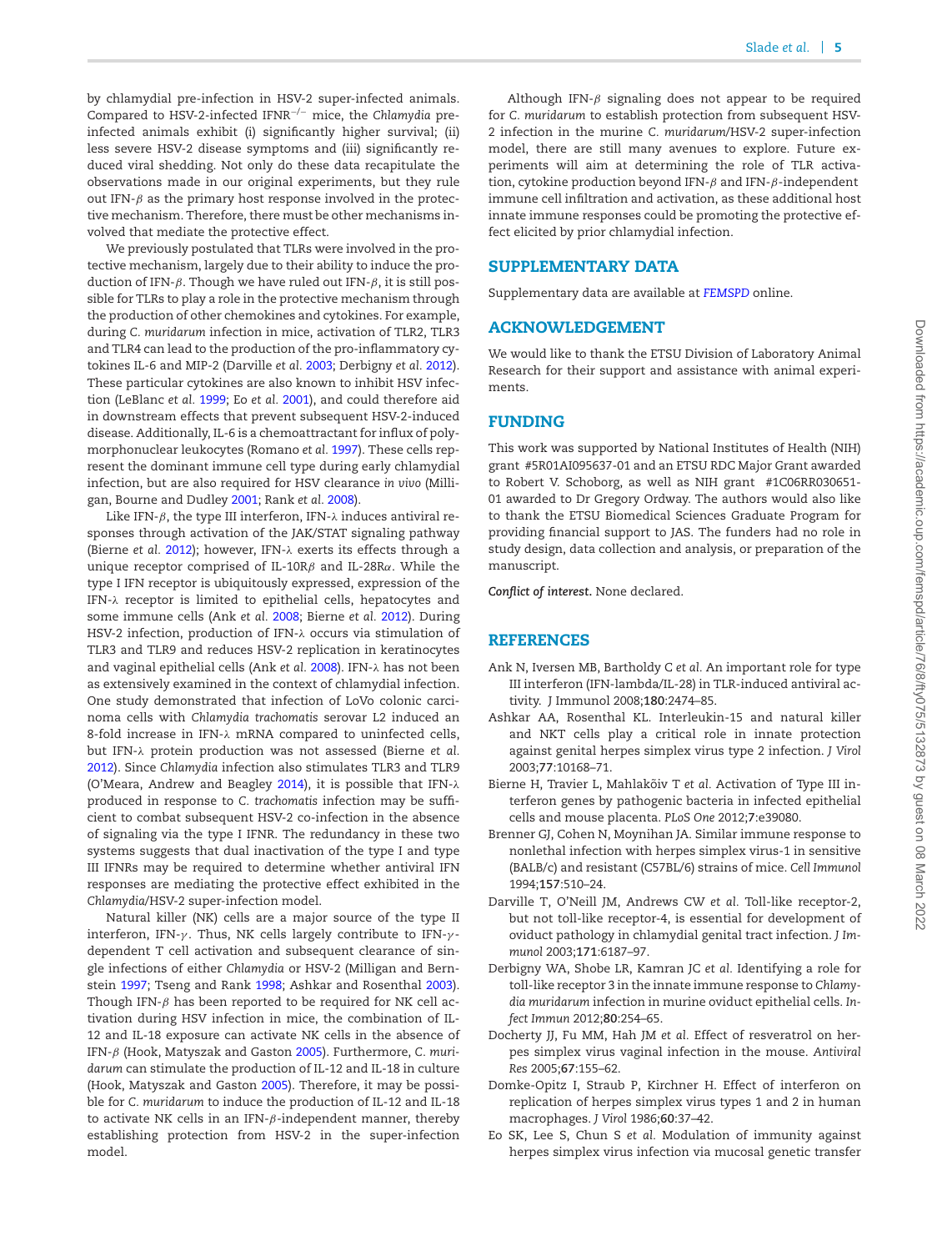by chlamydial pre-infection in HSV-2 super-infected animals. Compared to HSV-2-infected IFNR$^{-/-}$ mice, the *Chlamydia* pre-infected animals exhibit (i) significantly higher survival; (ii) less severe HSV-2 disease symptoms and (iii) significantly reduced viral shedding. Not only do these data recapitulate the observations made in our original experiments, but they rule out IFN-$\beta$ as the primary host response involved in the protective mechanism. Therefore, there must be other mechanisms involved that mediate the protective effect.

We previously postulated that TLRs were involved in the protective mechanism, largely due to their ability to induce the production of IFN-$\beta$. Though we have ruled out IFN-$\beta$, it is still possible for TLRs to play a role in the protective mechanism through the production of other chemokines and cytokines. For example, during *C. muridarum* infection in mice, activation of TLR2, TLR3 and TLR4 can lead to the production of the pro-inflammatory cytokines IL-6 and MIP-2 (Darville *et al.* 2003; Derbigny *et al.* 2012). These particular cytokines are also known to inhibit HSV infection (LeBlanc *et al.* 1999; Eo *et al.* 2001), and could therefore aid in downstream effects that prevent subsequent HSV-2-induced disease. Additionally, IL-6 is a chemoattractant for influx of polymorphonuclear leukocytes (Romano *et al.* 1997). These cells represent the dominant immune cell type during early chlamydial infection, but are also required for HSV clearance *in vivo* (Milligan, Bourne and Dudley 2001; Rank *et al.* 2008).

Like IFN-$\beta$, the type III interferon, IFN-$\lambda$ induces antiviral responses through activation of the JAK/STAT signaling pathway (Bierne *et al.* 2012); however, IFN-$\lambda$ exerts its effects through a unique receptor comprised of IL-10R$\beta$ and IL-28R$\alpha$. While the type I IFN receptor is ubiquitously expressed, expression of the IFN-$\lambda$ receptor is limited to epithelial cells, hepatocytes and some immune cells (Ank *et al.* 2008; Bierne *et al.* 2012). During HSV-2 infection, production of IFN-$\lambda$ occurs via stimulation of TLR3 and TLR9 and reduces HSV-2 replication in keratinocytes and vaginal epithelial cells (Ank *et al.* 2008). IFN-$\lambda$ has not been as extensively examined in the context of chlamydial infection. One study demonstrated that infection of LoVo colonic carcinoma cells with *Chlamydia trachomatis* serovar L2 induced an 8-fold increase in IFN-$\lambda$ mRNA compared to uninfected cells, but IFN-$\lambda$ protein production was not assessed (Bierne *et al.* 2012). Since *Chlamydia* infection also stimulates TLR3 and TLR9 (O'Meara, Andrew and Beagley 2014), it is possible that IFN-$\lambda$ produced in response to *C. trachomatis* infection may be sufficient to combat subsequent HSV-2 co-infection in the absence of signaling via the type I IFNR. The redundancy in these two systems suggests that dual inactivation of the type I and type III IFNRs may be required to determine whether antiviral IFN responses are mediating the protective effect exhibited in the *Chlamydia*/HSV-2 super-infection model.

Natural killer (NK) cells are a major source of the type II interferon, IFN-$\gamma$. Thus, NK cells largely contribute to IFN-$\gamma$-dependent T cell activation and subsequent clearance of single infections of either *Chlamydia* or HSV-2 (Milligan and Bernstein 1997; Tseng and Rank 1998; Ashkar and Rosenthal 2003). Though IFN-$\beta$ has been reported to be required for NK cell activation during HSV infection in mice, the combination of IL-12 and IL-18 exposure can activate NK cells in the absence of IFN-$\beta$ (Hook, Matyszak and Gaston 2005). Furthermore, *C. muridarum* can stimulate the production of IL-12 and IL-18 in culture (Hook, Matyszak and Gaston 2005). Therefore, it may be possible for *C. muridarum* to induce the production of IL-12 and IL-18 to activate NK cells in an IFN-$\beta$-independent manner, thereby establishing protection from HSV-2 in the super-infection model.

Although IFN-$\beta$ signaling does not appear to be required for *C. muridarum* to establish protection from subsequent HSV-2 infection in the murine *C. muridarum*/HSV-2 super-infection model, there are still many avenues to explore. Future experiments will aim at determining the role of TLR activation, cytokine production beyond IFN-$\beta$ and IFN-$\beta$-independent immune cell infiltration and activation, as these additional host innate immune responses could be promoting the protective effect elicited by prior chlamydial infection.

## SUPPLEMENTARY DATA

Supplementary data are available at *FEMSPD* online.

## ACKNOWLEDGEMENT

We would like to thank the ETSU Division of Laboratory Animal Research for their support and assistance with animal experiments.

## FUNDING

This work was supported by National Institutes of Health (NIH) grant #5R01AI095637-01 and an ETSU RDC Major Grant awarded to Robert V. Schoborg, as well as NIH grant #1C06RR030651-01 awarded to Dr Gregory Ordway. The authors would also like to thank the ETSU Biomedical Sciences Graduate Program for providing financial support to JAS. The funders had no role in study design, data collection and analysis, or preparation of the manuscript.

***Conflict of interest.*** None declared.

## REFERENCES

Ank N, Iversen MB, Bartholdy C *et al.* An important role for type III interferon (IFN-lambda/IL-28) in TLR-induced antiviral activity. *J Immunol* 2008;**180**:2474–85.

Ashkar AA, Rosenthal KL. Interleukin-15 and natural killer and NKT cells play a critical role in innate protection against genital herpes simplex virus type 2 infection. *J Virol* 2003;**77**:10168–71.

Bierne H, Travier L, Mahlakõiv T *et al.* Activation of Type III interferon genes by pathogenic bacteria in infected epithelial cells and mouse placenta. *PLoS One* 2012;**7**:e39080.

Brenner GJ, Cohen N, Moynihan JA. Similar immune response to nonlethal infection with herpes simplex virus-1 in sensitive (BALB/c) and resistant (C57BL/6) strains of mice. *Cell Immunol* 1994;**157**:510–24.

Darville T, O'Neill JM, Andrews CW *et al.* Toll-like receptor-2, but not toll-like receptor-4, is essential for development of oviduct pathology in chlamydial genital tract infection. *J Immunol* 2003;**171**:6187–97.

Derbigny WA, Shobe LR, Kamran JC *et al.* Identifying a role for toll-like receptor 3 in the innate immune response to *Chlamydia muridarum* infection in murine oviduct epithelial cells. *Infect Immun* 2012;**80**:254–65.

Docherty JJ, Fu MM, Hah JM *et al.* Effect of resveratrol on herpes simplex virus vaginal infection in the mouse. *Antiviral Res* 2005;**67**:155–62.

Domke-Opitz I, Straub P, Kirchner H. Effect of interferon on replication of herpes simplex virus types 1 and 2 in human macrophages. *J Virol* 1986;**60**:37–42.

Eo SK, Lee S, Chun S *et al.* Modulation of immunity against herpes simplex virus infection via mucosal genetic transfer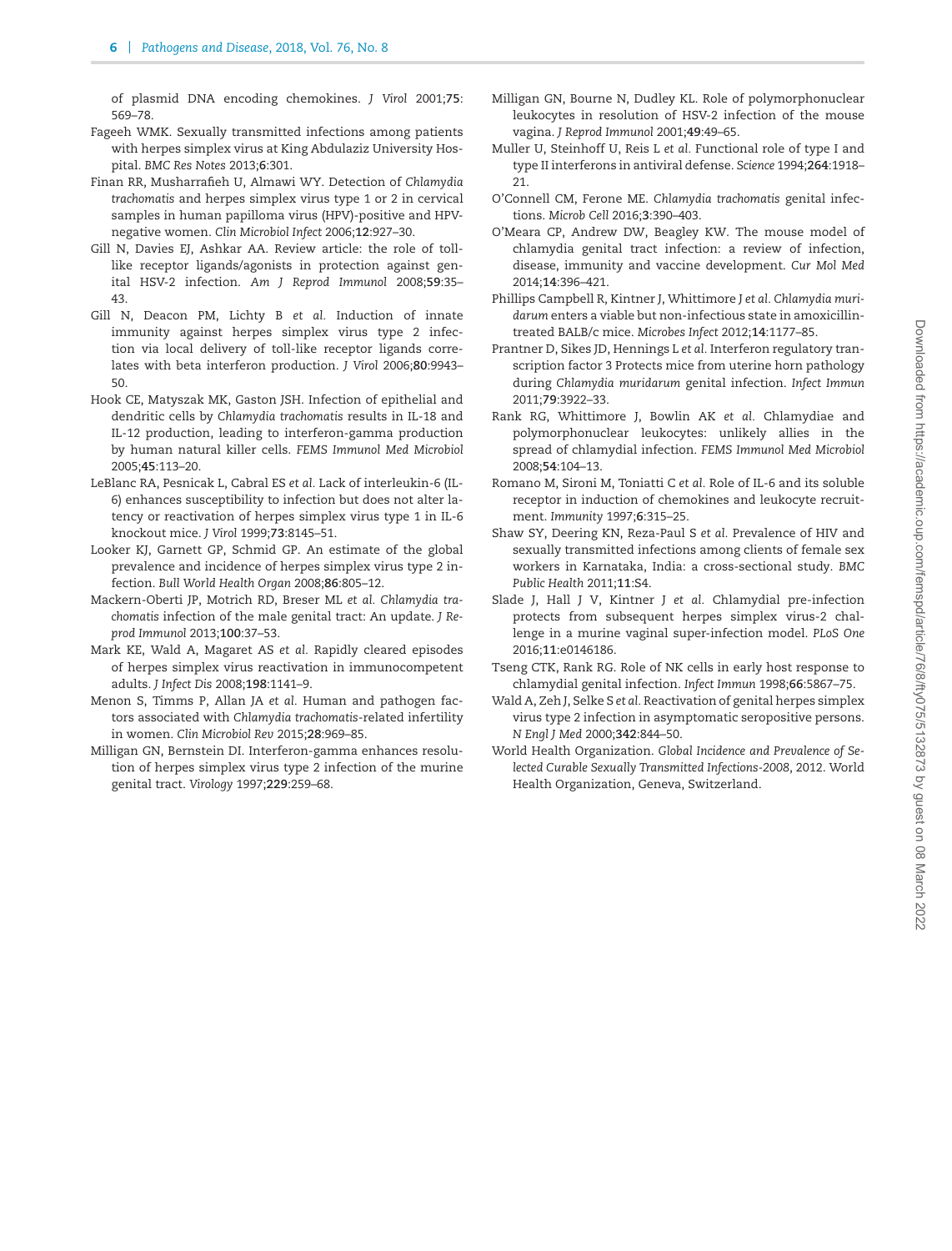of plasmid DNA encoding chemokines. *J Virol* 2001;**75**:569–78.

Fageeh WMK. Sexually transmitted infections among patients with herpes simplex virus at King Abdulaziz University Hospital. *BMC Res Notes* 2013;**6**:301.

Finan RR, Musharrafieh U, Almawi WY. Detection of *Chlamydia trachomatis* and herpes simplex virus type 1 or 2 in cervical samples in human papilloma virus (HPV)-positive and HPV-negative women. *Clin Microbiol Infect* 2006;**12**:927–30.

Gill N, Davies EJ, Ashkar AA. Review article: the role of toll-like receptor ligands/agonists in protection against genital HSV-2 infection. *Am J Reprod Immunol* 2008;**59**:35–43.

Gill N, Deacon PM, Lichty B *et al.* Induction of innate immunity against herpes simplex virus type 2 infection via local delivery of toll-like receptor ligands correlates with beta interferon production. *J Virol* 2006;**80**:9943–50.

Hook CE, Matyszak MK, Gaston JSH. Infection of epithelial and dendritic cells by *Chlamydia trachomatis* results in IL-18 and IL-12 production, leading to interferon-gamma production by human natural killer cells. *FEMS Immunol Med Microbiol* 2005;**45**:113–20.

LeBlanc RA, Pesnicak L, Cabral ES *et al.* Lack of interleukin-6 (IL-6) enhances susceptibility to infection but does not alter latency or reactivation of herpes simplex virus type 1 in IL-6 knockout mice. *J Virol* 1999;**73**:8145–51.

Looker KJ, Garnett GP, Schmid GP. An estimate of the global prevalence and incidence of herpes simplex virus type 2 infection. *Bull World Health Organ* 2008;**86**:805–12.

Mackern-Oberti JP, Motrich RD, Breser ML *et al. Chlamydia trachomatis* infection of the male genital tract: An update. *J Reprod Immunol* 2013;**100**:37–53.

Mark KE, Wald A, Magaret AS *et al.* Rapidly cleared episodes of herpes simplex virus reactivation in immunocompetent adults. *J Infect Dis* 2008;**198**:1141–9.

Menon S, Timms P, Allan JA *et al.* Human and pathogen factors associated with *Chlamydia trachomatis*-related infertility in women. *Clin Microbiol Rev* 2015;**28**:969–85.

Milligan GN, Bernstein DI. Interferon-gamma enhances resolution of herpes simplex virus type 2 infection of the murine genital tract. *Virology* 1997;**229**:259–68.

Milligan GN, Bourne N, Dudley KL. Role of polymorphonuclear leukocytes in resolution of HSV-2 infection of the mouse vagina. *J Reprod Immunol* 2001;**49**:49–65.

Muller U, Steinhoff U, Reis L *et al.* Functional role of type I and type II interferons in antiviral defense. *Science* 1994;**264**:1918–21.

O'Connell CM, Ferone ME. *Chlamydia trachomatis* genital infections. *Microb Cell* 2016;**3**:390–403.

O'Meara CP, Andrew DW, Beagley KW. The mouse model of chlamydia genital tract infection: a review of infection, disease, immunity and vaccine development. *Cur Mol Med* 2014;**14**:396–421.

Phillips Campbell R, Kintner J, Whittimore J *et al. Chlamydia muridarum* enters a viable but non-infectious state in amoxicillin-treated BALB/c mice. *Microbes Infect* 2012;**14**:1177–85.

Prantner D, Sikes JD, Hennings L *et al.* Interferon regulatory transcription factor 3 Protects mice from uterine horn pathology during *Chlamydia muridarum* genital infection. *Infect Immun* 2011;**79**:3922–33.

Rank RG, Whittimore J, Bowlin AK *et al.* Chlamydiae and polymorphonuclear leukocytes: unlikely allies in the spread of chlamydial infection. *FEMS Immunol Med Microbiol* 2008;**54**:104–13.

Romano M, Sironi M, Toniatti C *et al.* Role of IL-6 and its soluble receptor in induction of chemokines and leukocyte recruitment. *Immunity* 1997;**6**:315–25.

Shaw SY, Deering KN, Reza-Paul S *et al.* Prevalence of HIV and sexually transmitted infections among clients of female sex workers in Karnataka, India: a cross-sectional study. *BMC Public Health* 2011;**11**:S4.

Slade J, Hall J V, Kintner J *et al.* Chlamydial pre-infection protects from subsequent herpes simplex virus-2 challenge in a murine vaginal super-infection model. *PLoS One* 2016;**11**:e0146186.

Tseng CTK, Rank RG. Role of NK cells in early host response to chlamydial genital infection. *Infect Immun* 1998;**66**:5867–75.

Wald A, Zeh J, Selke S *et al.* Reactivation of genital herpes simplex virus type 2 infection in asymptomatic seropositive persons. *N Engl J Med* 2000;**342**:844–50.

World Health Organization. *Global Incidence and Prevalence of Selected Curable Sexually Transmitted Infections-2008*, 2012. World Health Organization, Geneva, Switzerland.